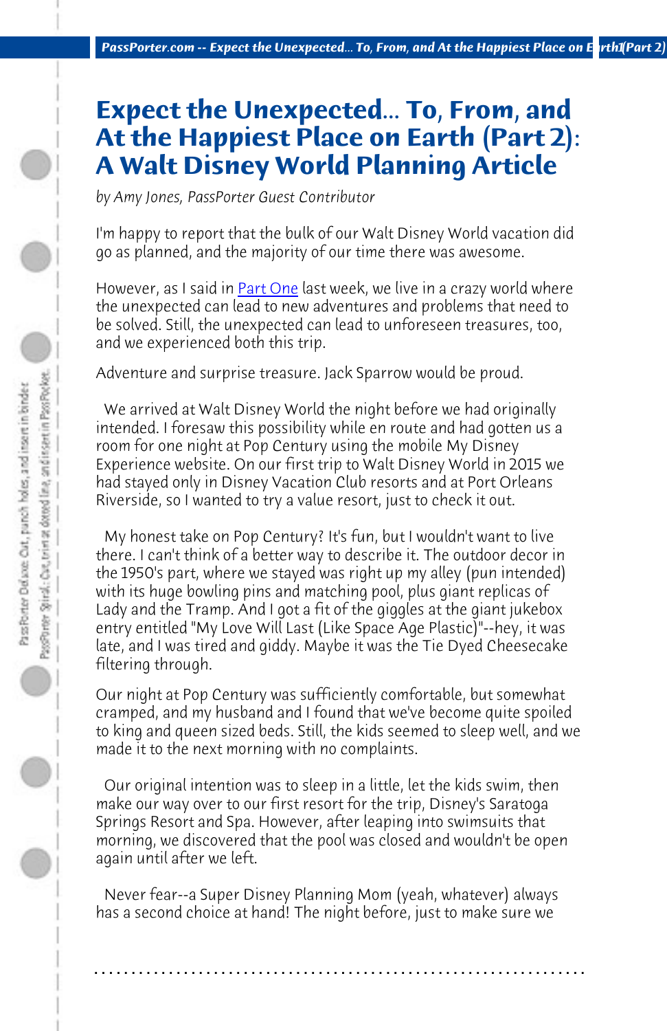# Expect the Unexpected... To, From, and At the Happiest Place on Earth (Part 2): A Walt Disney World Planning Article

*by Amy Jones, PassPorter Guest Contributor*

I'm happy to report that the bulk of our Walt Disney World vacation did go as planned, and the majority of our time there was awesome.

However, as I said in Part One last week, we live in a crazy world where the unexpected can lead to new adventures and problems that need to be solved. Still, the unexpected can lead to unforeseen treasures, too, and we experienced both this trip.

Adventure and surprise treasure. Jack Sparrow would be proud.

We arrived at Walt Disney World the night before we had originally intended. I foresaw this possibility while en route and had gotten us a room for one night at Pop Century using the mobile My Disney Experience website. On our first trip to Walt Disney World in 2015 we had stayed only in Disney Vacation Club resorts and at Port Orleans Riverside, so I wanted to try a value resort, just to check it out.

My honest take on Pop Century? It's fun, but I wouldn't want to live there. I can't think of a better way to describe it. The outdoor decor in the 1950's part, where we stayed was right up my alley (pun intended) with its huge bowling pins and matching pool, plus giant replicas of Lady and the Tramp. And I got a fit of the giggles at the giant jukebox entry entitled "My Love Will Last (Like Space Age Plastic)"--hey, it was late, and I was tired and giddy. Maybe it was the Tie Dyed Cheesecake filtering through.

Our night at Pop Century was sufficiently comfortable, but somewhat cramped, and my husband and I found that we've become quite spoiled to king and queen sized beds. Still, the kids seemed to sleep well, and we made it to the next morning with no complaints.

Our original intention was to sleep in a little, let the kids swim, then make our way over to our first resort for the trip, Disney's Saratoga Springs Resort and Spa. However, after leaping into swimsuits that morning, we discovered that the pool was closed and wouldn't be open again until after we left.

Never fear--a Super Disney Planning Mom (yeah, whatever) always has a second choice at hand! The night before, just to make sure we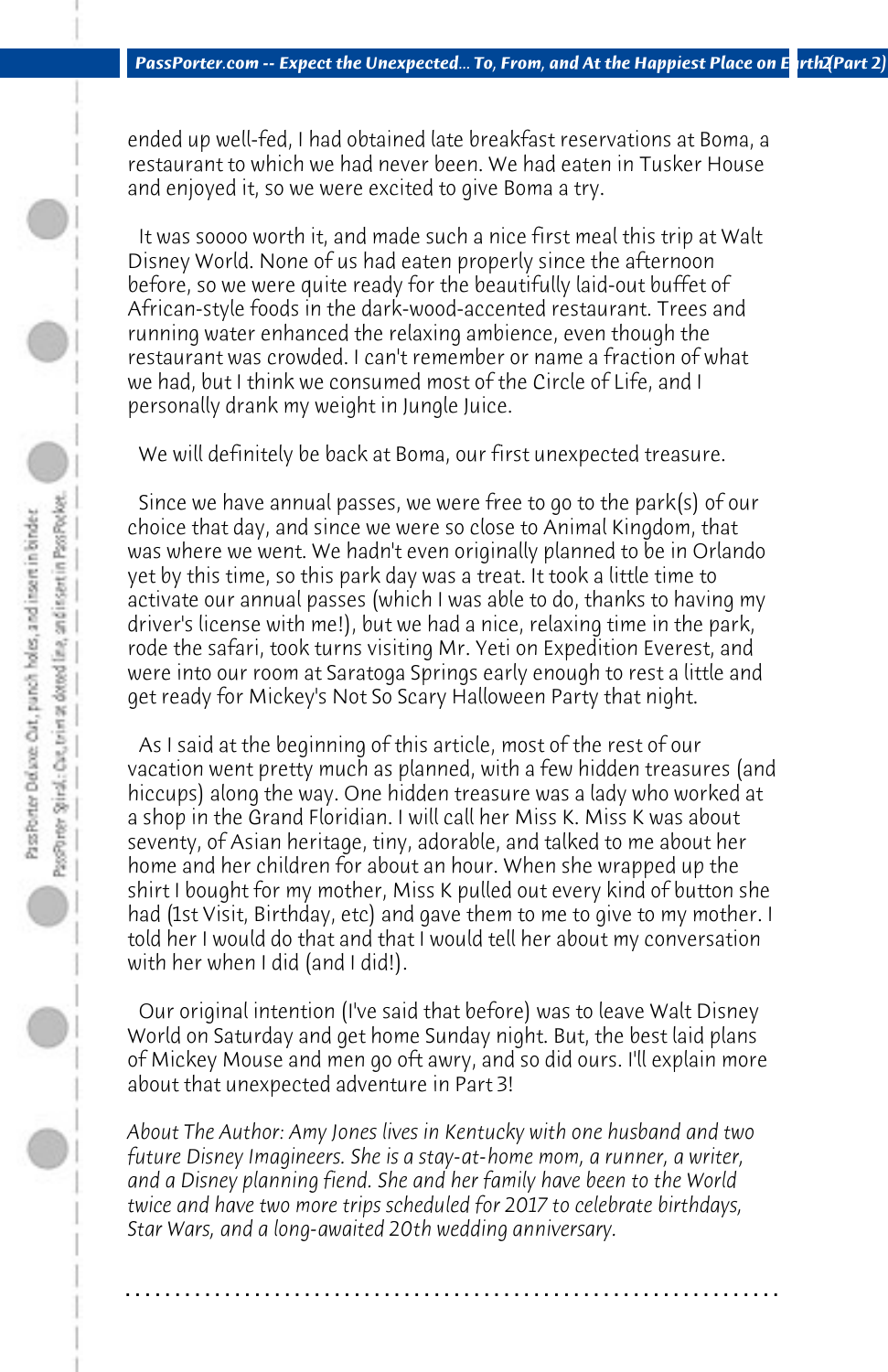ended up well-fed, I had obtained late breakfast reservations at Boma, a restaurant to which we had never been. We had eaten in Tusker House and enjoyed it, so we were excited to give Boma a try.

It was soooo worth it, and made such a nice first meal this trip at Walt Disney World. None of us had eaten properly since the afternoon before, so we were quite ready for the beautifully laid-out buffet of African-style foods in the dark-wood-accented restaurant. Trees and running water enhanced the relaxing ambience, even though the restaurant was crowded. I can't remember or name a fraction of what we had, but I think we consumed most of the Circle of Life, and I personally drank my weight in Jungle Juice.

We will definitely be back at Boma, our first unexpected treasure.

Since we have annual passes, we were free to go to the park(s) of our choice that day, and since we were so close to Animal Kingdom, that was where we went. We hadn't even originally planned to be in Orlando yet by this time, so this park day was a treat. It took a little time to activate our annual passes (which I was able to do, thanks to having my driver's license with me!), but we had a nice, relaxing time in the park, rode the safari, took turns visiting Mr. Yeti on Expedition Everest, and were into our room at Saratoga Springs early enough to rest a little and get ready for Mickey's Not So Scary Halloween Party that night.

As I said at the beginning of this article, most of the rest of our vacation went pretty much as planned, with a few hidden treasures (and hiccups) along the way. One hidden treasure was a lady who worked at a shop in the Grand Floridian. I will call her Miss K. Miss K was about seventy, of Asian heritage, tiny, adorable, and talked to me about her home and her children for about an hour. When she wrapped up the shirt I bought for my mother, Miss K pulled out every kind of button she had (1st Visit, Birthday, etc) and gave them to me to give to my mother. I told her I would do that and that I would tell her about my conversation with her when I did (and I did!).

Our original intention (I've said that before) was to leave Walt Disney World on Saturday and get home Sunday night. But, the best laid plans of Mickey Mouse and men go oft awry, and so did ours. I'll explain more about that unexpected adventure in Part 3!

*About The Author: Amy Jones lives in Kentucky with one husband and two future Disney Imagineers. She is a stay-at-home mom, a runner, a writer, and a Disney planning fiend. She and her family have been to the World twice and have two more trips scheduled for 2017 to celebrate birthdays, Star Wars, and a long-awaited 20th wedding anniversary.*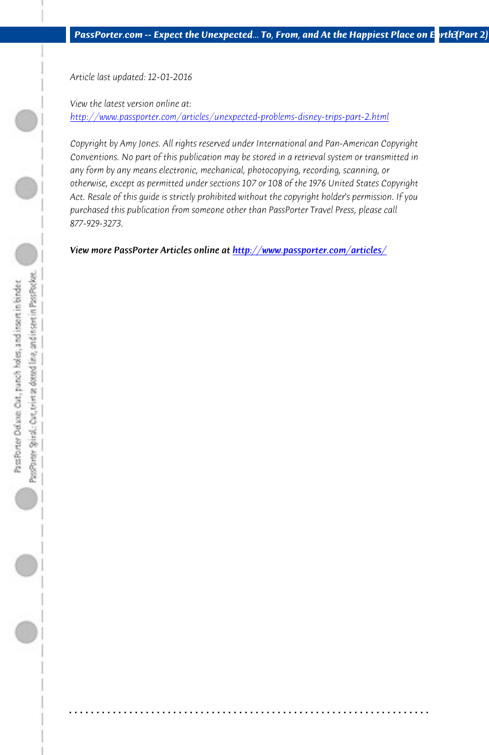*Article last updated: 12-01-2016*

*View the latest version online at:*
*http://www.passporter.com/articles/unexpected-problems-disney-trips-part-2.html*

*Copyright by Amy Jones. All rights reserved under International and Pan-American Copyright Conventions. No part of this publication may be stored in a retrieval system or transmitted in any form by any means electronic, mechanical, photocopying, recording, scanning, or otherwise, except as permitted under sections 107 or 108 of the 1976 United States Copyright Act. Resale of this guide is strictly prohibited without the copyright holder's permission. If you purchased this publication from someone other than PassPorter Travel Press, please call 877-929-3273.*

**View more PassPorter Articles online at http://www.passporter.com/articles/**